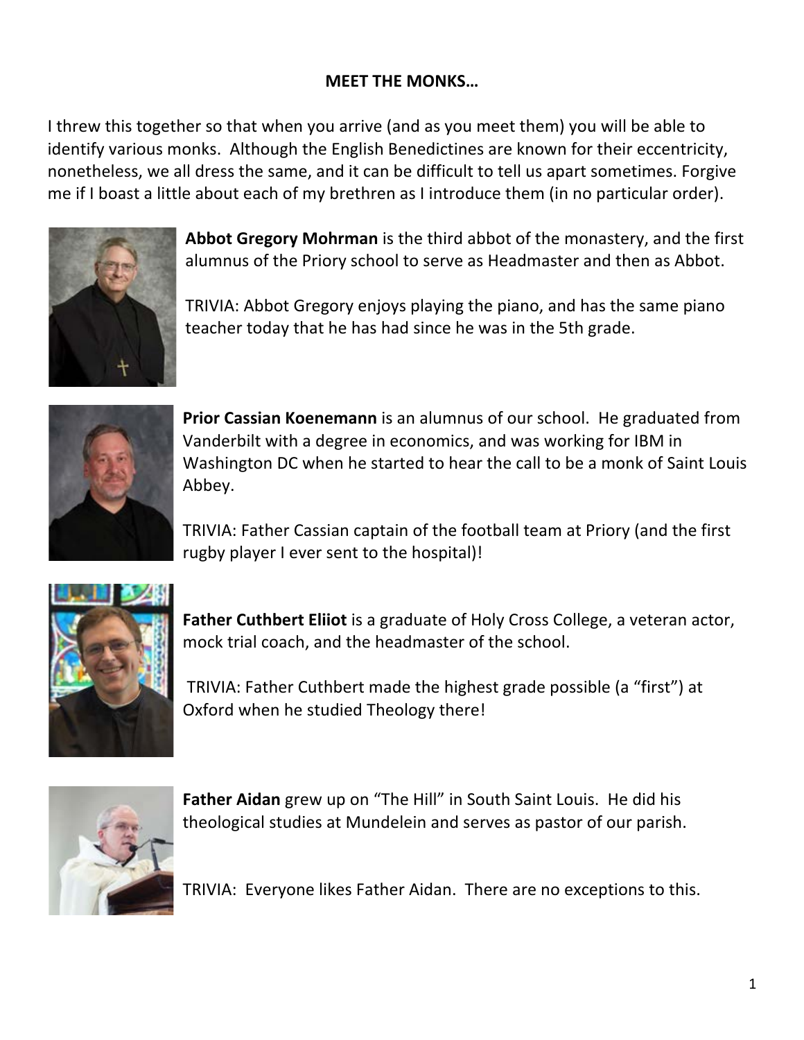**MEET THE MONKS…**

I threw this together so that when you arrive (and as you meet them) you will be able to identify various monks. Although the English Benedictines are known for their eccentricity, nonetheless, we all dress the same, and it can be difficult to tell us apart sometimes. Forgive me if I boast a little about each of my brethren as I introduce them (in no particular order).

**Abbot Gregory Mohrman** is the third abbot of the monastery, and the first alumnus of the Priory school to serve as Headmaster and then as Abbot.

TRIVIA: Abbot Gregory enjoys playing the piano, and has the same piano teacher today that he has had since he was in the 5th grade.

**Prior Cassian Koenemann** is an alumnus of our school. He graduated from Vanderbilt with a degree in economics, and was working for IBM in Washington DC when he started to hear the call to be a monk of Saint Louis Abbey.

TRIVIA: Father Cassian captain of the football team at Priory (and the first rugby player I ever sent to the hospital)!

**Father Cuthbert Eliiot** is a graduate of Holy Cross College, a veteran actor, mock trial coach, and the headmaster of the school.

TRIVIA: Father Cuthbert made the highest grade possible (a "first") at Oxford when he studied Theology there!

**Father Aidan** grew up on "The Hill" in South Saint Louis. He did his theological studies at Mundelein and serves as pastor of our parish.

TRIVIA: Everyone likes Father Aidan. There are no exceptions to this.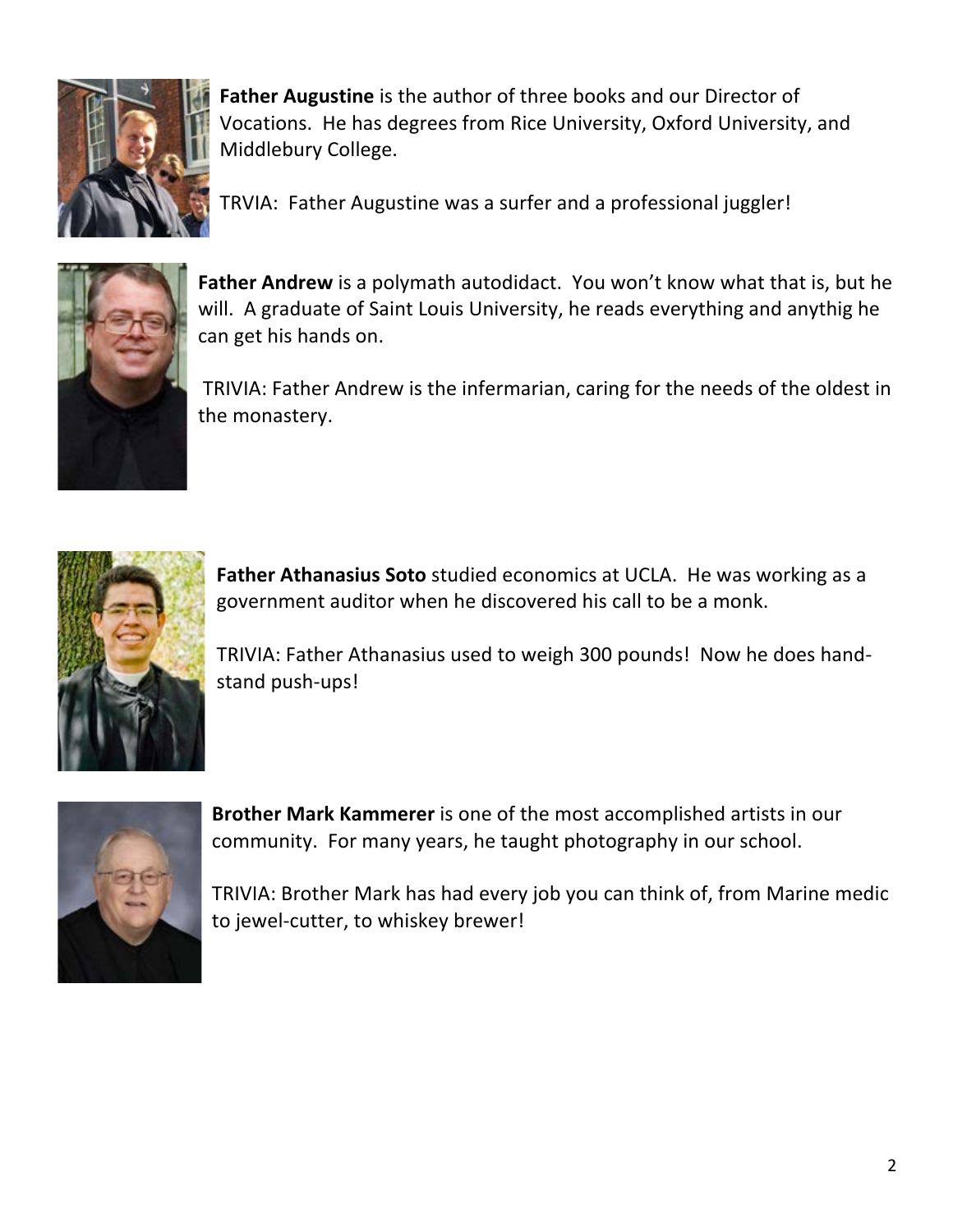**Father Augustine** is the author of three books and our Director of Vocations. He has degrees from Rice University, Oxford University, and Middlebury College.

TRVIA: Father Augustine was a surfer and a professional juggler!

**Father Andrew** is a polymath autodidact. You won't know what that is, but he will. A graduate of Saint Louis University, he reads everything and anythig he can get his hands on.

TRIVIA: Father Andrew is the infermarian, caring for the needs of the oldest in the monastery.

**Father Athanasius Soto** studied economics at UCLA. He was working as a government auditor when he discovered his call to be a monk.

TRIVIA: Father Athanasius used to weigh 300 pounds! Now he does hand-stand push-ups!

**Brother Mark Kammerer** is one of the most accomplished artists in our community. For many years, he taught photography in our school.

TRIVIA: Brother Mark has had every job you can think of, from Marine medic to jewel-cutter, to whiskey brewer!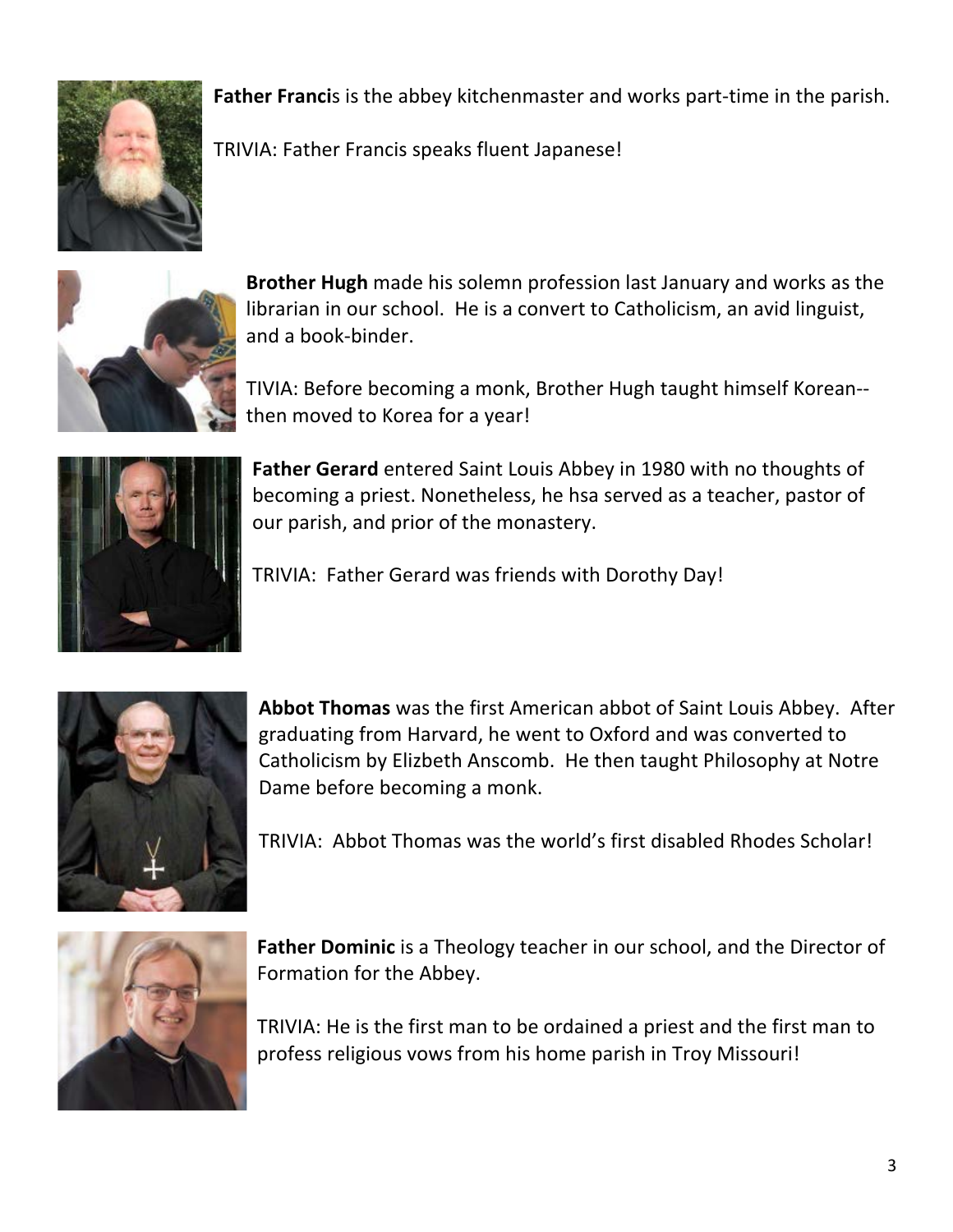**Father Franci**s is the abbey kitchenmaster and works part-time in the parish.

TRIVIA: Father Francis speaks fluent Japanese!

**Brother Hugh** made his solemn profession last January and works as the librarian in our school. He is a convert to Catholicism, an avid linguist, and a book-binder.

TIVIA: Before becoming a monk, Brother Hugh taught himself Korean--then moved to Korea for a year!

**Father Gerard** entered Saint Louis Abbey in 1980 with no thoughts of becoming a priest. Nonetheless, he hsa served as a teacher, pastor of our parish, and prior of the monastery.

TRIVIA: Father Gerard was friends with Dorothy Day!

**Abbot Thomas** was the first American abbot of Saint Louis Abbey. After graduating from Harvard, he went to Oxford and was converted to Catholicism by Elizbeth Anscomb. He then taught Philosophy at Notre Dame before becoming a monk.

TRIVIA: Abbot Thomas was the world's first disabled Rhodes Scholar!

**Father Dominic** is a Theology teacher in our school, and the Director of Formation for the Abbey.

TRIVIA: He is the first man to be ordained a priest and the first man to profess religious vows from his home parish in Troy Missouri!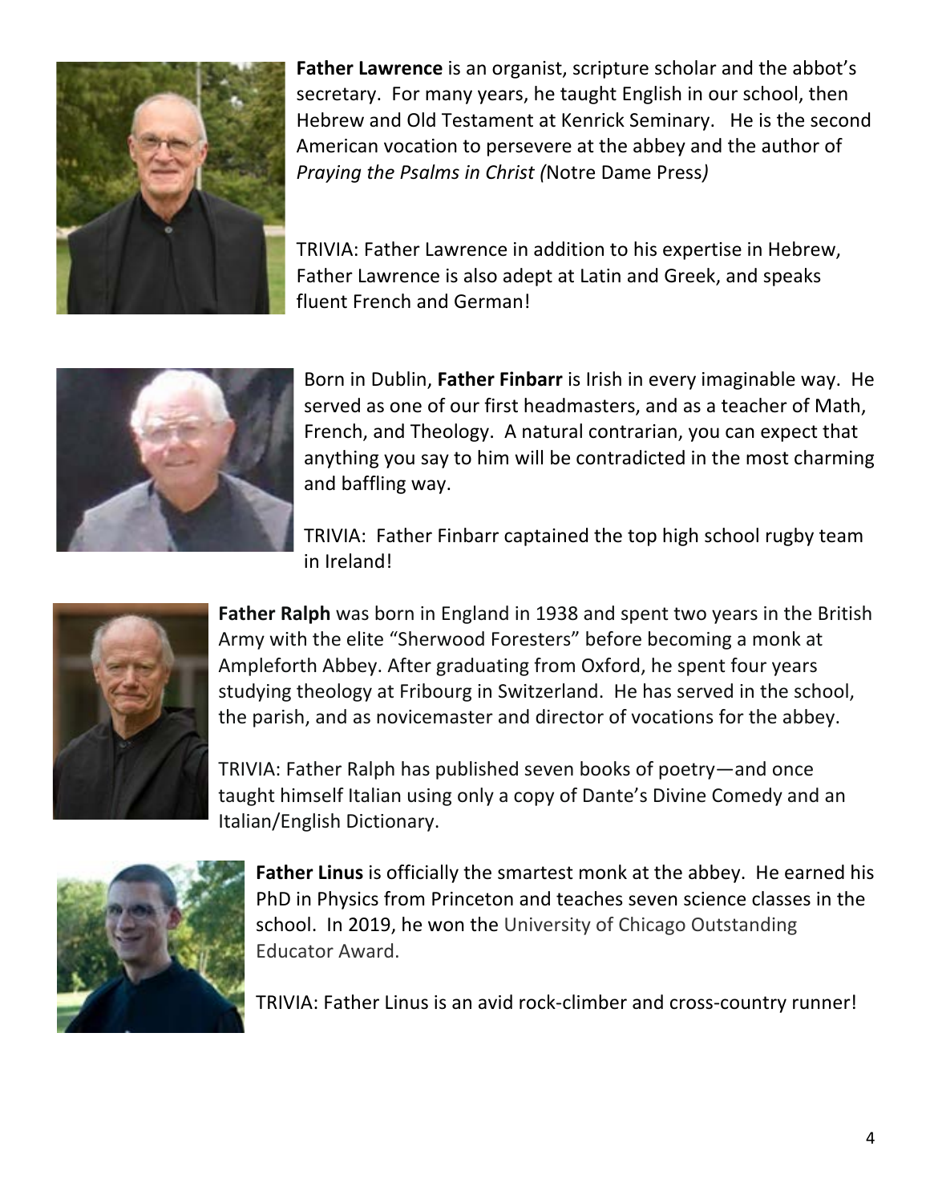**Father Lawrence** is an organist, scripture scholar and the abbot's secretary. For many years, he taught English in our school, then Hebrew and Old Testament at Kenrick Seminary. He is the second American vocation to persevere at the abbey and the author of *Praying the Psalms in Christ (*Notre Dame Press*)*

TRIVIA: Father Lawrence in addition to his expertise in Hebrew, Father Lawrence is also adept at Latin and Greek, and speaks fluent French and German!

Born in Dublin, **Father Finbarr** is Irish in every imaginable way. He served as one of our first headmasters, and as a teacher of Math, French, and Theology. A natural contrarian, you can expect that anything you say to him will be contradicted in the most charming and baffling way.

TRIVIA: Father Finbarr captained the top high school rugby team in Ireland!

**Father Ralph** was born in England in 1938 and spent two years in the British Army with the elite "Sherwood Foresters" before becoming a monk at Ampleforth Abbey. After graduating from Oxford, he spent four years studying theology at Fribourg in Switzerland. He has served in the school, the parish, and as novicemaster and director of vocations for the abbey.

TRIVIA: Father Ralph has published seven books of poetry—and once taught himself Italian using only a copy of Dante's Divine Comedy and an Italian/English Dictionary.

**Father Linus** is officially the smartest monk at the abbey. He earned his PhD in Physics from Princeton and teaches seven science classes in the school. In 2019, he won the University of Chicago Outstanding Educator Award.

TRIVIA: Father Linus is an avid rock-climber and cross-country runner!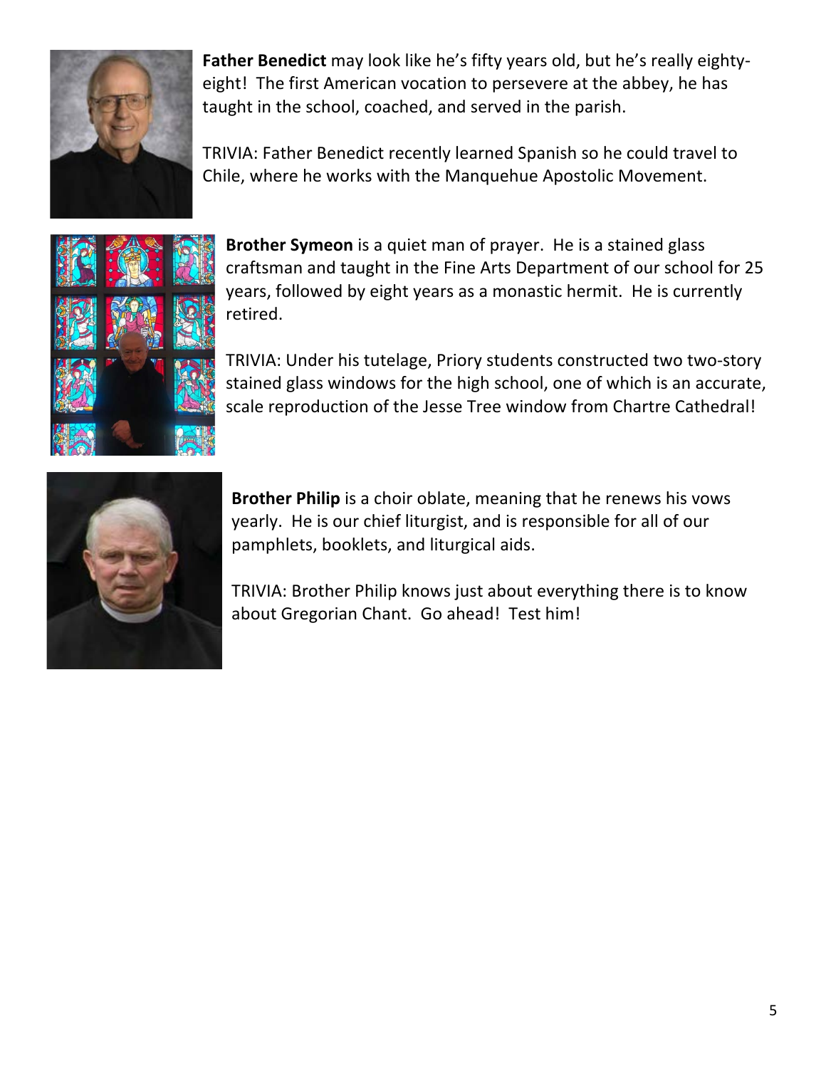**Father Benedict** may look like he's fifty years old, but he's really eighty-eight! The first American vocation to persevere at the abbey, he has taught in the school, coached, and served in the parish.

TRIVIA: Father Benedict recently learned Spanish so he could travel to Chile, where he works with the Manquehue Apostolic Movement.

**Brother Symeon** is a quiet man of prayer. He is a stained glass craftsman and taught in the Fine Arts Department of our school for 25 years, followed by eight years as a monastic hermit. He is currently retired.

TRIVIA: Under his tutelage, Priory students constructed two two-story stained glass windows for the high school, one of which is an accurate, scale reproduction of the Jesse Tree window from Chartre Cathedral!

**Brother Philip** is a choir oblate, meaning that he renews his vows yearly. He is our chief liturgist, and is responsible for all of our pamphlets, booklets, and liturgical aids.

TRIVIA: Brother Philip knows just about everything there is to know about Gregorian Chant. Go ahead! Test him!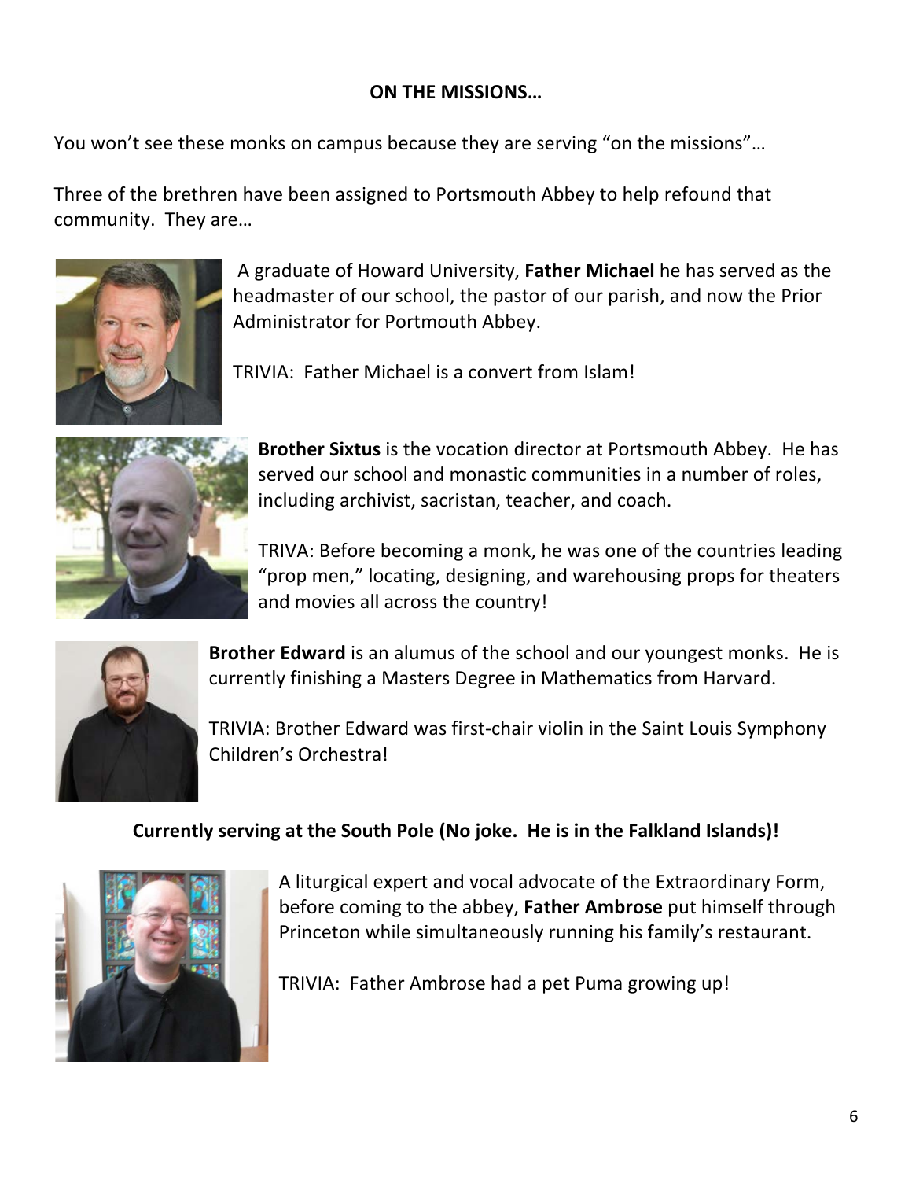**ON THE MISSIONS…**

You won't see these monks on campus because they are serving "on the missions"…

Three of the brethren have been assigned to Portsmouth Abbey to help refound that community. They are…

A graduate of Howard University, **Father Michael** he has served as the headmaster of our school, the pastor of our parish, and now the Prior Administrator for Portmouth Abbey.

TRIVIA: Father Michael is a convert from Islam!

**Brother Sixtus** is the vocation director at Portsmouth Abbey. He has served our school and monastic communities in a number of roles, including archivist, sacristan, teacher, and coach.

TRIVA: Before becoming a monk, he was one of the countries leading "prop men," locating, designing, and warehousing props for theaters and movies all across the country!

**Brother Edward** is an alumus of the school and our youngest monks. He is currently finishing a Masters Degree in Mathematics from Harvard.

TRIVIA: Brother Edward was first-chair violin in the Saint Louis Symphony Children's Orchestra!

**Currently serving at the South Pole (No joke. He is in the Falkland Islands)!**

A liturgical expert and vocal advocate of the Extraordinary Form, before coming to the abbey, **Father Ambrose** put himself through Princeton while simultaneously running his family's restaurant.

TRIVIA: Father Ambrose had a pet Puma growing up!